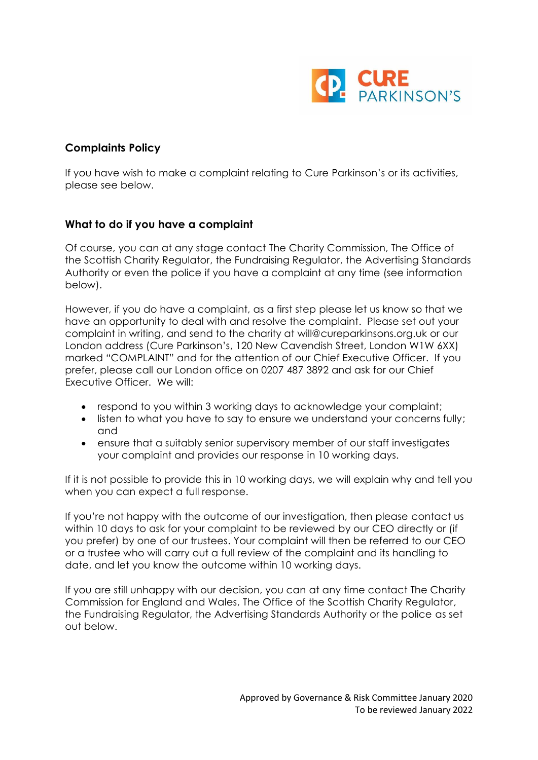## Complaints Policy

If you have wish to make a complaint relating to Cure Parkinson's or its activities, please see below.

### What to do if you have a complaint

Of course, you can at any stage contact The Charity Commission, The Office of the Scottish Charity Regulator, the Fundraising Regulator, the Advertising Standards Authority or even the police if you have a complaint at any time (see information below).

However, if you do have a complaint, as a first step please let us know so that we have an opportunity to deal with and resolve the complaint. Please set out your complaint in writing, and send to the charity at will@cureparkinsons.org.uk or our London address (Cure Parkinson's, 120 New Cavendish Street, London W1W 6XX) marked "COMPLAINT" and for the attention of our Chief Executive Officer. If you prefer, please call our London office on 0207 487 3892 and ask for our Chief Executive Officer. We will:

- respond to you within 3 working days to acknowledge your complaint;
- listen to what you have to say to ensure we understand your concerns fully; and
- ensure that a suitably senior supervisory member of our staff investigates your complaint and provides our response in 10 working days.

If it is not possible to provide this in 10 working days, we will explain why and tell you when you can expect a full response.

If you're not happy with the outcome of our investigation, then please contact us within 10 days to ask for your complaint to be reviewed by our CEO directly or (if you prefer) by one of our trustees. Your complaint will then be referred to our CEO or a trustee who will carry out a full review of the complaint and its handling to date, and let you know the outcome within 10 working days.

If you are still unhappy with our decision, you can at any time contact The Charity Commission for England and Wales, The Office of the Scottish Charity Regulator, the Fundraising Regulator, the Advertising Standards Authority or the police as set out below.

Approved by Governance & Risk Committee January 2020
To be reviewed January 2022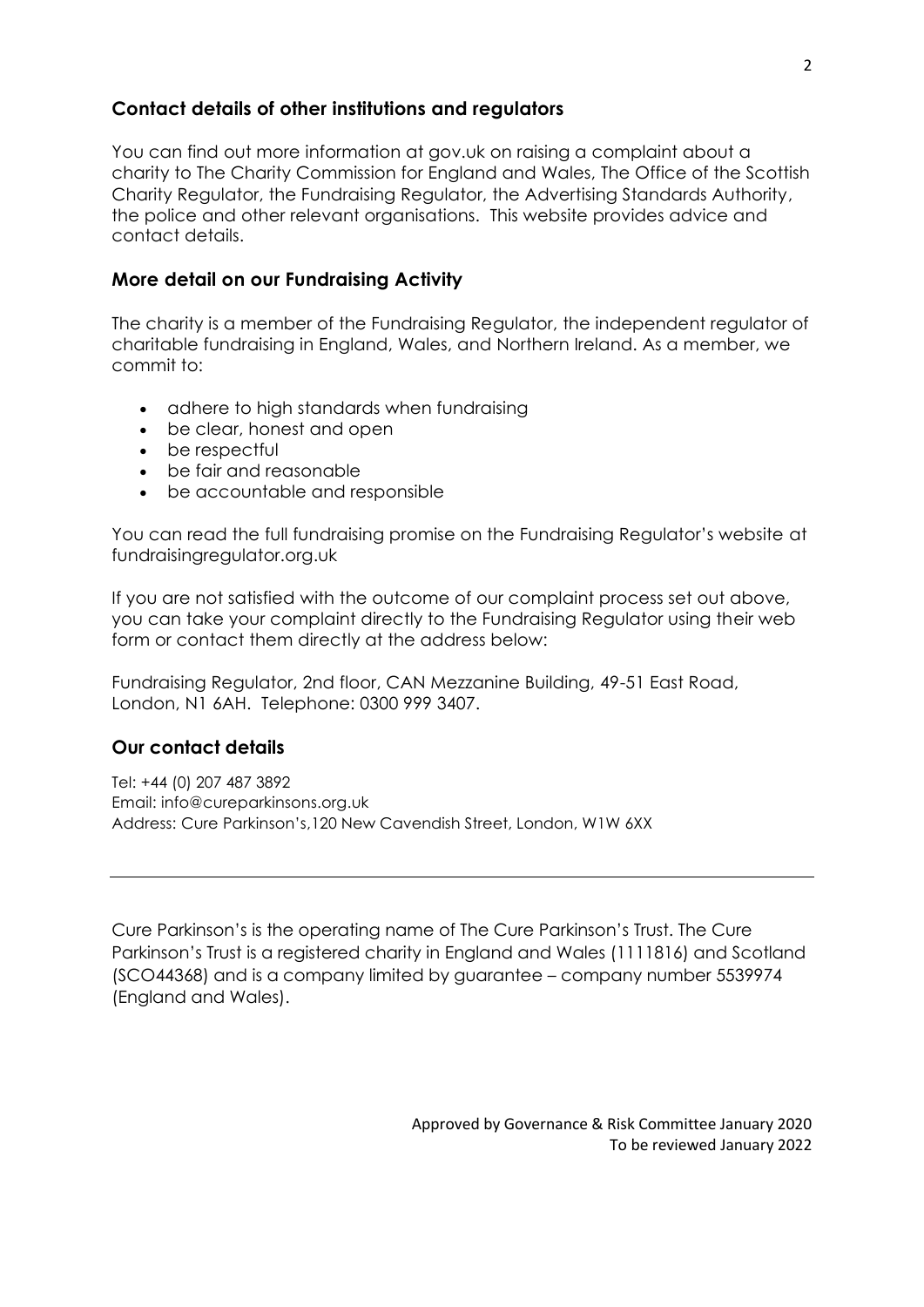## Contact details of other institutions and regulators

You can find out more information at gov.uk on raising a complaint about a charity to The Charity Commission for England and Wales, The Office of the Scottish Charity Regulator, the Fundraising Regulator, the Advertising Standards Authority, the police and other relevant organisations. This website provides advice and contact details.

## More detail on our Fundraising Activity

The charity is a member of the Fundraising Regulator, the independent regulator of charitable fundraising in England, Wales, and Northern Ireland. As a member, we commit to:

- adhere to high standards when fundraising
- be clear, honest and open
- be respectful
- be fair and reasonable
- be accountable and responsible

You can read the full fundraising promise on the Fundraising Regulator's website at fundraisingregulator.org.uk

If you are not satisfied with the outcome of our complaint process set out above, you can take your complaint directly to the Fundraising Regulator using their web form or contact them directly at the address below:

Fundraising Regulator, 2nd floor, CAN Mezzanine Building, 49-51 East Road, London, N1 6AH. Telephone: 0300 999 3407.

## Our contact details

Tel: +44 (0) 207 487 3892
Email: info@cureparkinsons.org.uk
Address: Cure Parkinson's,120 New Cavendish Street, London, W1W 6XX

---

Cure Parkinson's is the operating name of The Cure Parkinson's Trust. The Cure Parkinson's Trust is a registered charity in England and Wales (1111816) and Scotland (SCO44368) and is a company limited by guarantee – company number 5539974 (England and Wales).

Approved by Governance & Risk Committee January 2020
To be reviewed January 2022